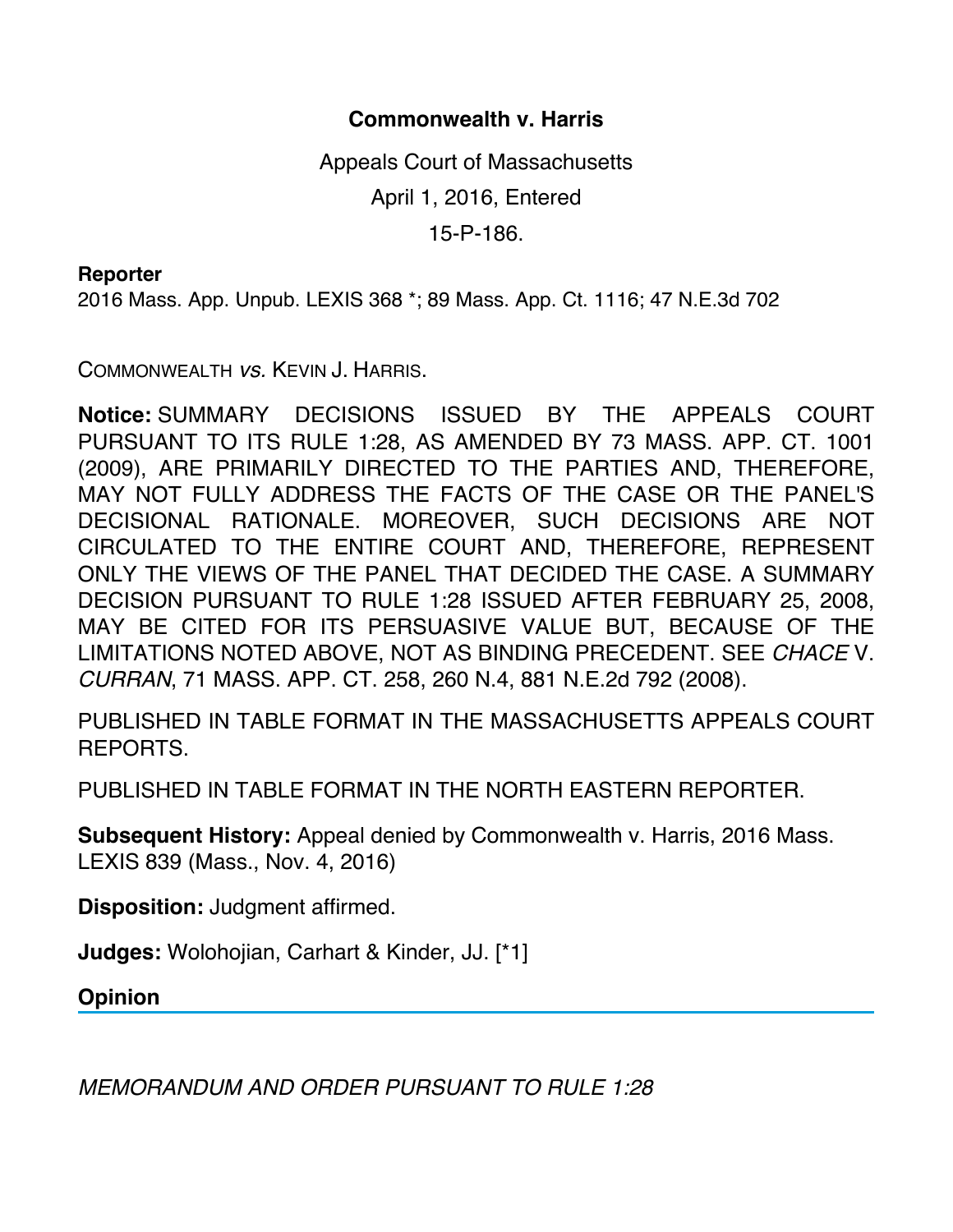# Commonwealth v. Harris

Appeals Court of Massachusetts

April 1, 2016, Entered

15-P-186.

**Reporter**

2016 Mass. App. Unpub. LEXIS 368 *; 89 Mass. App. Ct. 1116; 47 N.E.3d 702

COMMONWEALTH *vs.* KEVIN J. HARRIS.

**Notice:** SUMMARY DECISIONS ISSUED BY THE APPEALS COURT PURSUANT TO ITS RULE 1:28, AS AMENDED BY 73 MASS. APP. CT. 1001 (2009), ARE PRIMARILY DIRECTED TO THE PARTIES AND, THEREFORE, MAY NOT FULLY ADDRESS THE FACTS OF THE CASE OR THE PANEL'S DECISIONAL RATIONALE. MOREOVER, SUCH DECISIONS ARE NOT CIRCULATED TO THE ENTIRE COURT AND, THEREFORE, REPRESENT ONLY THE VIEWS OF THE PANEL THAT DECIDED THE CASE. A SUMMARY DECISION PURSUANT TO RULE 1:28 ISSUED AFTER FEBRUARY 25, 2008, MAY BE CITED FOR ITS PERSUASIVE VALUE BUT, BECAUSE OF THE LIMITATIONS NOTED ABOVE, NOT AS BINDING PRECEDENT. SEE *CHACE* V. *CURRAN*, 71 MASS. APP. CT. 258, 260 N.4, 881 N.E.2d 792 (2008).

PUBLISHED IN TABLE FORMAT IN THE MASSACHUSETTS APPEALS COURT REPORTS.

PUBLISHED IN TABLE FORMAT IN THE NORTH EASTERN REPORTER.

**Subsequent History:** Appeal denied by Commonwealth v. Harris, 2016 Mass. LEXIS 839 (Mass., Nov. 4, 2016)

**Disposition:** Judgment affirmed.

**Judges:** Wolohojian, Carhart & Kinder, JJ. [*1]

## Opinion

*MEMORANDUM AND ORDER PURSUANT TO RULE 1:28*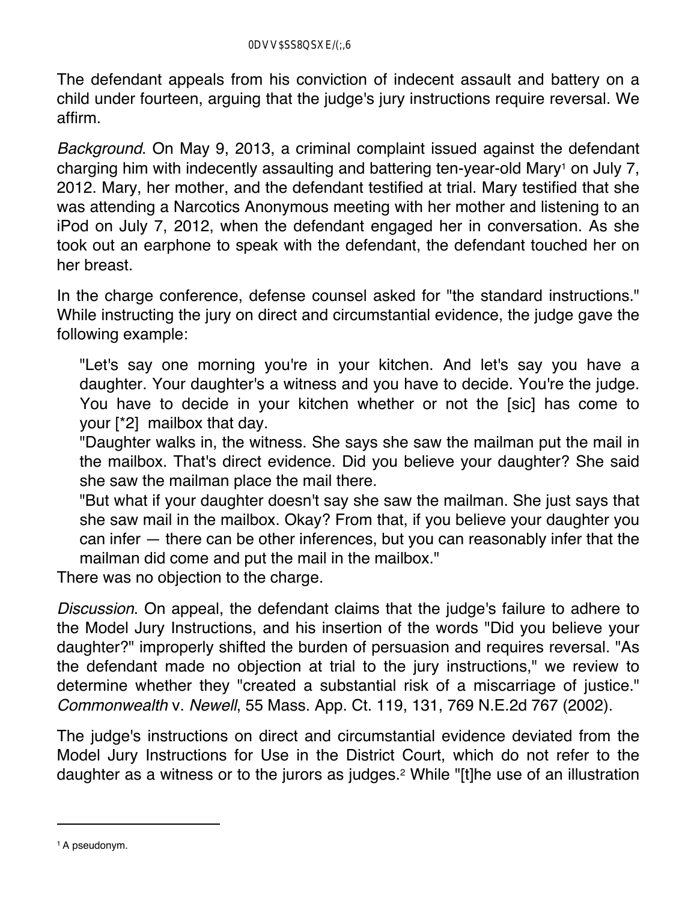The defendant appeals from his conviction of indecent assault and battery on a child under fourteen, arguing that the judge's jury instructions require reversal. We affirm.

*Background*. On May 9, 2013, a criminal complaint issued against the defendant charging him with indecently assaulting and battering ten-year-old Mary[1] on July 7, 2012. Mary, her mother, and the defendant testified at trial. Mary testified that she was attending a Narcotics Anonymous meeting with her mother and listening to an iPod on July 7, 2012, when the defendant engaged her in conversation. As she took out an earphone to speak with the defendant, the defendant touched her on her breast.

In the charge conference, defense counsel asked for "the standard instructions." While instructing the jury on direct and circumstantial evidence, the judge gave the following example:

> "Let's say one morning you're in your kitchen. And let's say you have a daughter. Your daughter's a witness and you have to decide. You're the judge. You have to decide in your kitchen whether or not the [sic] has come to your [*2] mailbox that day.
>
> "Daughter walks in, the witness. She says she saw the mailman put the mail in the mailbox. That's direct evidence. Did you believe your daughter? She said she saw the mailman place the mail there.
>
> "But what if your daughter doesn't say she saw the mailman. She just says that she saw mail in the mailbox. Okay? From that, if you believe your daughter you can infer — there can be other inferences, but you can reasonably infer that the mailman did come and put the mail in the mailbox."

There was no objection to the charge.

*Discussion*. On appeal, the defendant claims that the judge's failure to adhere to the Model Jury Instructions, and his insertion of the words "Did you believe your daughter?" improperly shifted the burden of persuasion and requires reversal. "As the defendant made no objection at trial to the jury instructions," we review to determine whether they "created a substantial risk of a miscarriage of justice." *Commonwealth* v. *Newell*, 55 Mass. App. Ct. 119, 131, 769 N.E.2d 767 (2002).

The judge's instructions on direct and circumstantial evidence deviated from the Model Jury Instructions for Use in the District Court, which do not refer to the daughter as a witness or to the jurors as judges.[2] While "[t]he use of an illustration

---

[1] A pseudonym.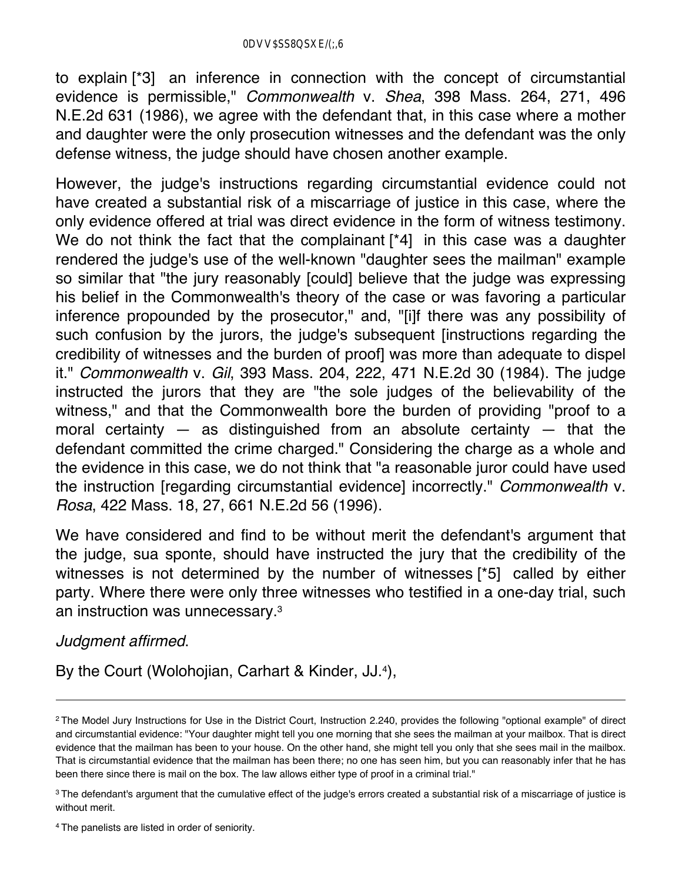to explain [*3] an inference in connection with the concept of circumstantial evidence is permissible," *Commonwealth* v. *Shea*, 398 Mass. 264, 271, 496 N.E.2d 631 (1986), we agree with the defendant that, in this case where a mother and daughter were the only prosecution witnesses and the defendant was the only defense witness, the judge should have chosen another example.

However, the judge's instructions regarding circumstantial evidence could not have created a substantial risk of a miscarriage of justice in this case, where the only evidence offered at trial was direct evidence in the form of witness testimony. We do not think the fact that the complainant [*4] in this case was a daughter rendered the judge's use of the well-known "daughter sees the mailman" example so similar that "the jury reasonably [could] believe that the judge was expressing his belief in the Commonwealth's theory of the case or was favoring a particular inference propounded by the prosecutor," and, "[i]f there was any possibility of such confusion by the jurors, the judge's subsequent [instructions regarding the credibility of witnesses and the burden of proof] was more than adequate to dispel it." *Commonwealth* v. *Gil*, 393 Mass. 204, 222, 471 N.E.2d 30 (1984). The judge instructed the jurors that they are "the sole judges of the believability of the witness," and that the Commonwealth bore the burden of providing "proof to a moral certainty — as distinguished from an absolute certainty — that the defendant committed the crime charged." Considering the charge as a whole and the evidence in this case, we do not think that "a reasonable juror could have used the instruction [regarding circumstantial evidence] incorrectly." *Commonwealth* v. *Rosa*, 422 Mass. 18, 27, 661 N.E.2d 56 (1996).

We have considered and find to be without merit the defendant's argument that the judge, sua sponte, should have instructed the jury that the credibility of the witnesses is not determined by the number of witnesses [*5] called by either party. Where there were only three witnesses who testified in a one-day trial, such an instruction was unnecessary.[3]

*Judgment affirmed*.

By the Court (Wolohojian, Carhart & Kinder, JJ.[4]),

---

[2] The Model Jury Instructions for Use in the District Court, Instruction 2.240, provides the following "optional example" of direct and circumstantial evidence: "Your daughter might tell you one morning that she sees the mailman at your mailbox. That is direct evidence that the mailman has been to your house. On the other hand, she might tell you only that she sees mail in the mailbox. That is circumstantial evidence that the mailman has been there; no one has seen him, but you can reasonably infer that he has been there since there is mail on the box. The law allows either type of proof in a criminal trial."

[3] The defendant's argument that the cumulative effect of the judge's errors created a substantial risk of a miscarriage of justice is without merit.

[4] The panelists are listed in order of seniority.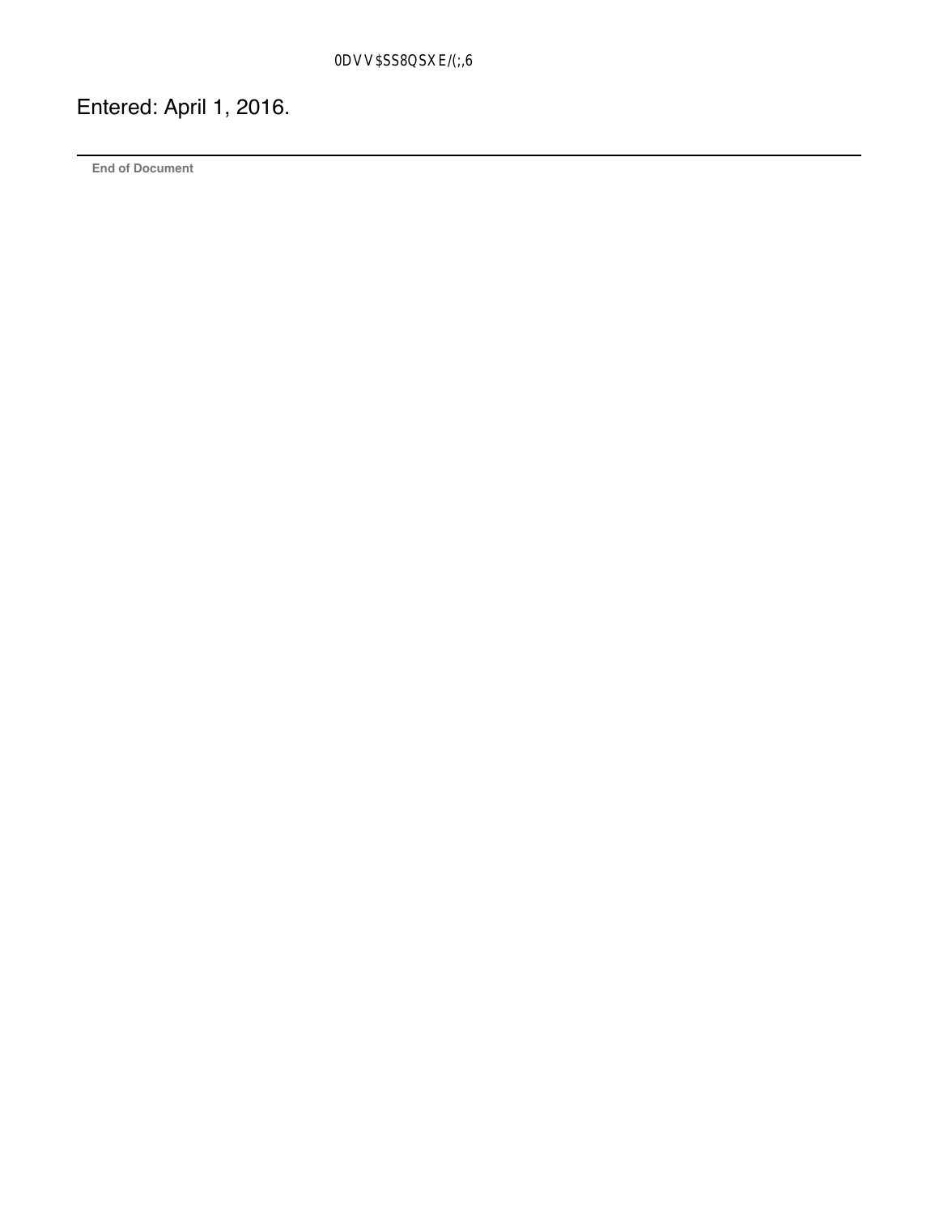Entered: April 1, 2016.

---

End of Document